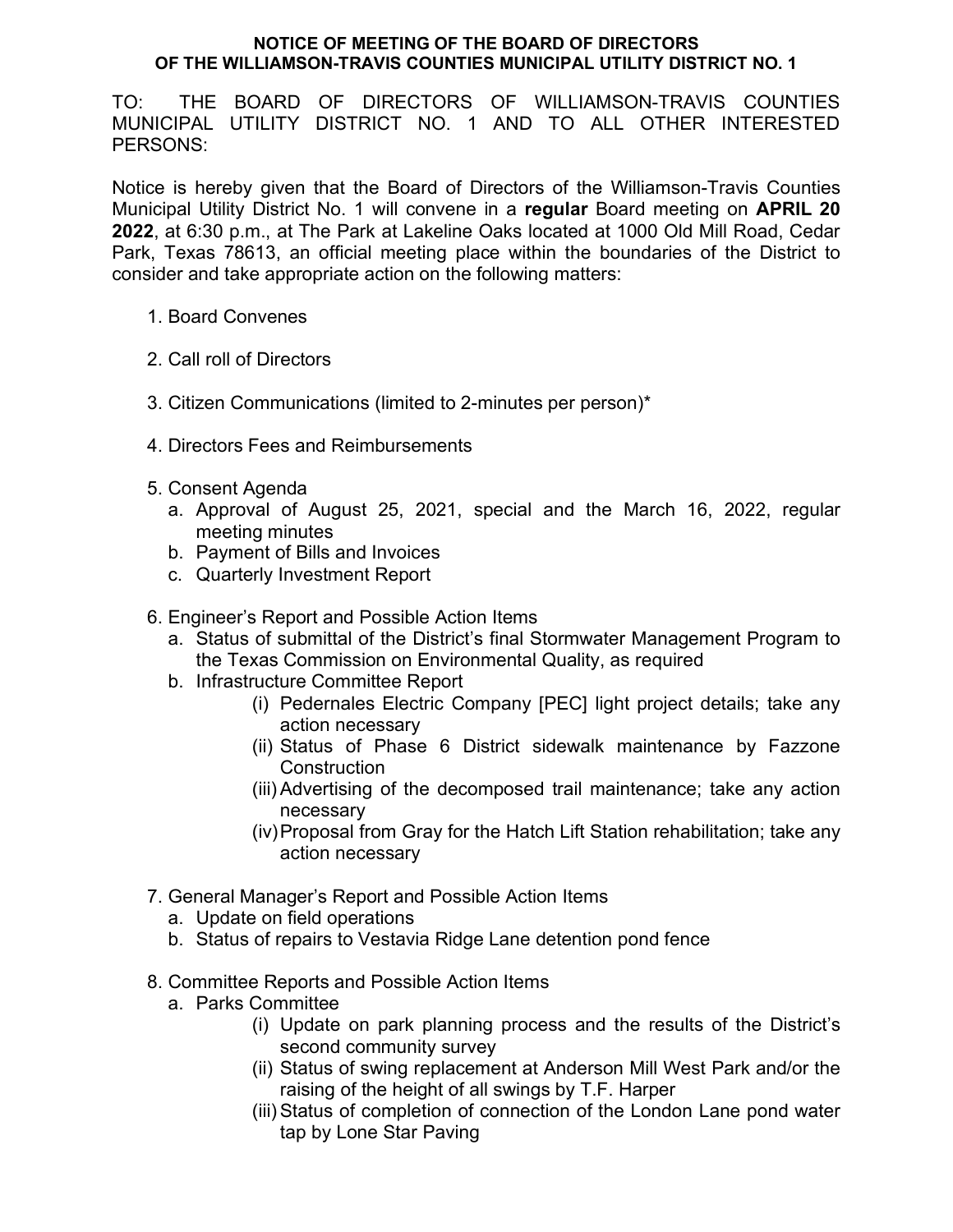**NOTICE OF MEETING OF THE BOARD OF DIRECTORS OF THE WILLIAMSON-TRAVIS COUNTIES MUNICIPAL UTILITY DISTRICT NO. 1**

TO: THE BOARD OF DIRECTORS OF WILLIAMSON-TRAVIS COUNTIES MUNICIPAL UTILITY DISTRICT NO. 1 AND TO ALL OTHER INTERESTED PERSONS:

Notice is hereby given that the Board of Directors of the Williamson-Travis Counties Municipal Utility District No. 1 will convene in a **regular** Board meeting on **APRIL 20 2022**, at 6:30 p.m., at The Park at Lakeline Oaks located at 1000 Old Mill Road, Cedar Park, Texas 78613, an official meeting place within the boundaries of the District to consider and take appropriate action on the following matters:

1. Board Convenes

2. Call roll of Directors

3. Citizen Communications (limited to 2-minutes per person)*

4. Directors Fees and Reimbursements

5. Consent Agenda
   a. Approval of August 25, 2021, special and the March 16, 2022, regular meeting minutes
   b. Payment of Bills and Invoices
   c. Quarterly Investment Report

6. Engineer's Report and Possible Action Items
   a. Status of submittal of the District's final Stormwater Management Program to the Texas Commission on Environmental Quality, as required
   b. Infrastructure Committee Report
      (i) Pedernales Electric Company [PEC] light project details; take any action necessary
      (ii) Status of Phase 6 District sidewalk maintenance by Fazzone Construction
      (iii) Advertising of the decomposed trail maintenance; take any action necessary
      (iv) Proposal from Gray for the Hatch Lift Station rehabilitation; take any action necessary

7. General Manager's Report and Possible Action Items
   a. Update on field operations
   b. Status of repairs to Vestavia Ridge Lane detention pond fence

8. Committee Reports and Possible Action Items
   a. Parks Committee
      (i) Update on park planning process and the results of the District's second community survey
      (ii) Status of swing replacement at Anderson Mill West Park and/or the raising of the height of all swings by T.F. Harper
      (iii) Status of completion of connection of the London Lane pond water tap by Lone Star Paving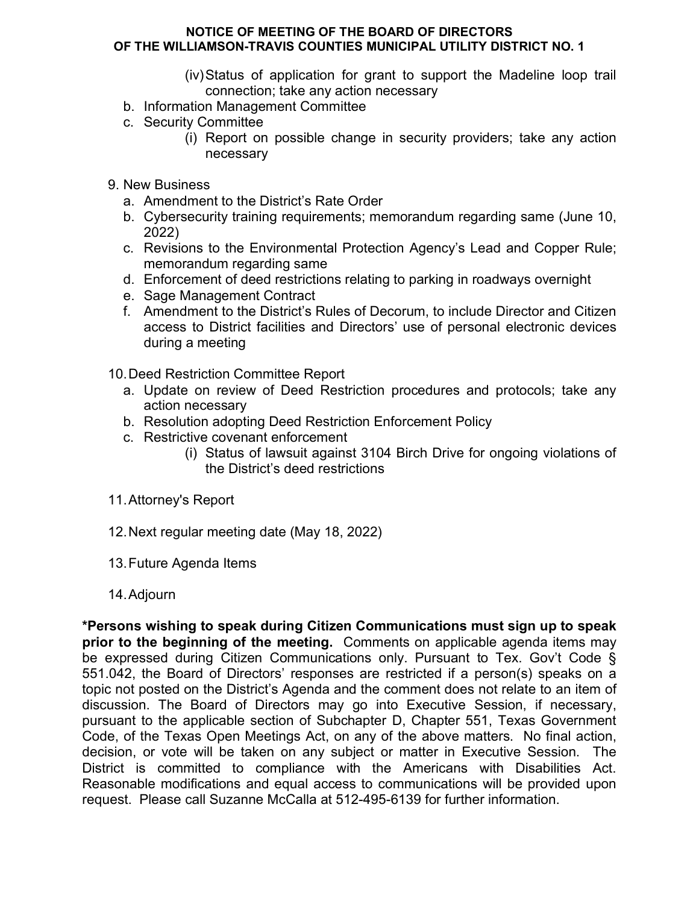(iv) Status of application for grant to support the Madeline loop trail connection; take any action necessary

b. Information Management Committee
c. Security Committee
   (i) Report on possible change in security providers; take any action necessary

9. New Business
   a. Amendment to the District's Rate Order
   b. Cybersecurity training requirements; memorandum regarding same (June 10, 2022)
   c. Revisions to the Environmental Protection Agency's Lead and Copper Rule; memorandum regarding same
   d. Enforcement of deed restrictions relating to parking in roadways overnight
   e. Sage Management Contract
   f. Amendment to the District's Rules of Decorum, to include Director and Citizen access to District facilities and Directors' use of personal electronic devices during a meeting

10. Deed Restriction Committee Report
    a. Update on review of Deed Restriction procedures and protocols; take any action necessary
    b. Resolution adopting Deed Restriction Enforcement Policy
    c. Restrictive covenant enforcement
       (i) Status of lawsuit against 3104 Birch Drive for ongoing violations of the District's deed restrictions

11. Attorney's Report

12. Next regular meeting date (May 18, 2022)

13. Future Agenda Items

14. Adjourn

**\*Persons wishing to speak during Citizen Communications must sign up to speak prior to the beginning of the meeting.** Comments on applicable agenda items may be expressed during Citizen Communications only. Pursuant to Tex. Gov't Code § 551.042, the Board of Directors' responses are restricted if a person(s) speaks on a topic not posted on the District's Agenda and the comment does not relate to an item of discussion. The Board of Directors may go into Executive Session, if necessary, pursuant to the applicable section of Subchapter D, Chapter 551, Texas Government Code, of the Texas Open Meetings Act, on any of the above matters. No final action, decision, or vote will be taken on any subject or matter in Executive Session. The District is committed to compliance with the Americans with Disabilities Act. Reasonable modifications and equal access to communications will be provided upon request. Please call Suzanne McCalla at 512-495-6139 for further information.